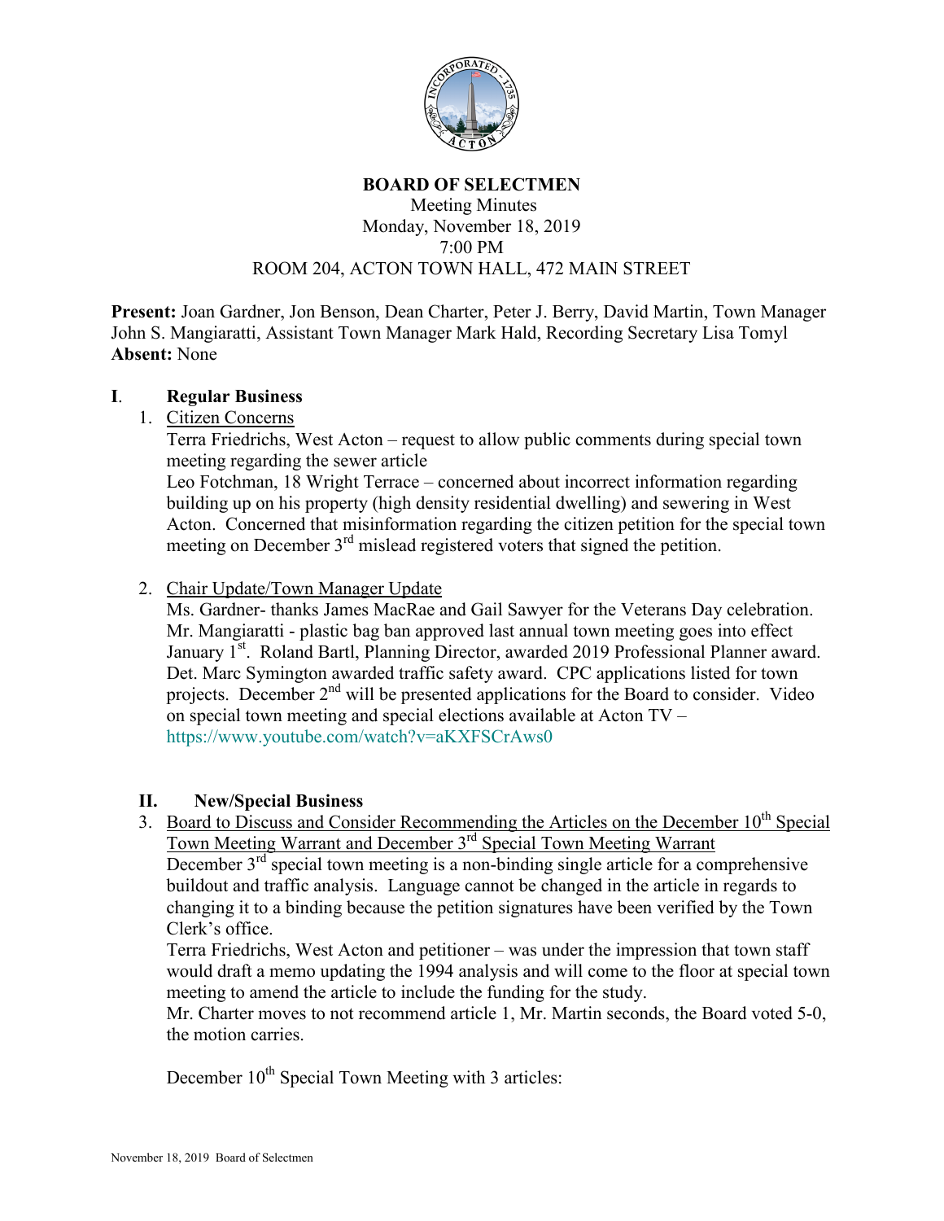# BOARD OF SELECTMEN

Meeting Minutes
Monday, November 18, 2019
7:00 PM
ROOM 204, ACTON TOWN HALL, 472 MAIN STREET

**Present:** Joan Gardner, Jon Benson, Dean Charter, Peter J. Berry, David Martin, Town Manager John S. Mangiaratti, Assistant Town Manager Mark Hald, Recording Secretary Lisa Tomyl
**Absent:** None

## I. Regular Business

1. Citizen Concerns

   Terra Friedrichs, West Acton – request to allow public comments during special town meeting regarding the sewer article

   Leo Fotchman, 18 Wright Terrace – concerned about incorrect information regarding building up on his property (high density residential dwelling) and sewering in West Acton. Concerned that misinformation regarding the citizen petition for the special town meeting on December 3rd mislead registered voters that signed the petition.

2. Chair Update/Town Manager Update

   Ms. Gardner- thanks James MacRae and Gail Sawyer for the Veterans Day celebration. Mr. Mangiaratti - plastic bag ban approved last annual town meeting goes into effect January 1st. Roland Bartl, Planning Director, awarded 2019 Professional Planner award. Det. Marc Symington awarded traffic safety award. CPC applications listed for town projects. December 2nd will be presented applications for the Board to consider. Video on special town meeting and special elections available at Acton TV – https://www.youtube.com/watch?v=aKXFSCrAws0

## II. New/Special Business

3. Board to Discuss and Consider Recommending the Articles on the December 10th Special Town Meeting Warrant and December 3rd Special Town Meeting Warrant

   December 3rd special town meeting is a non-binding single article for a comprehensive buildout and traffic analysis. Language cannot be changed in the article in regards to changing it to a binding because the petition signatures have been verified by the Town Clerk's office.

   Terra Friedrichs, West Acton and petitioner – was under the impression that town staff would draft a memo updating the 1994 analysis and will come to the floor at special town meeting to amend the article to include the funding for the study.

   Mr. Charter moves to not recommend article 1, Mr. Martin seconds, the Board voted 5-0, the motion carries.

   December 10th Special Town Meeting with 3 articles: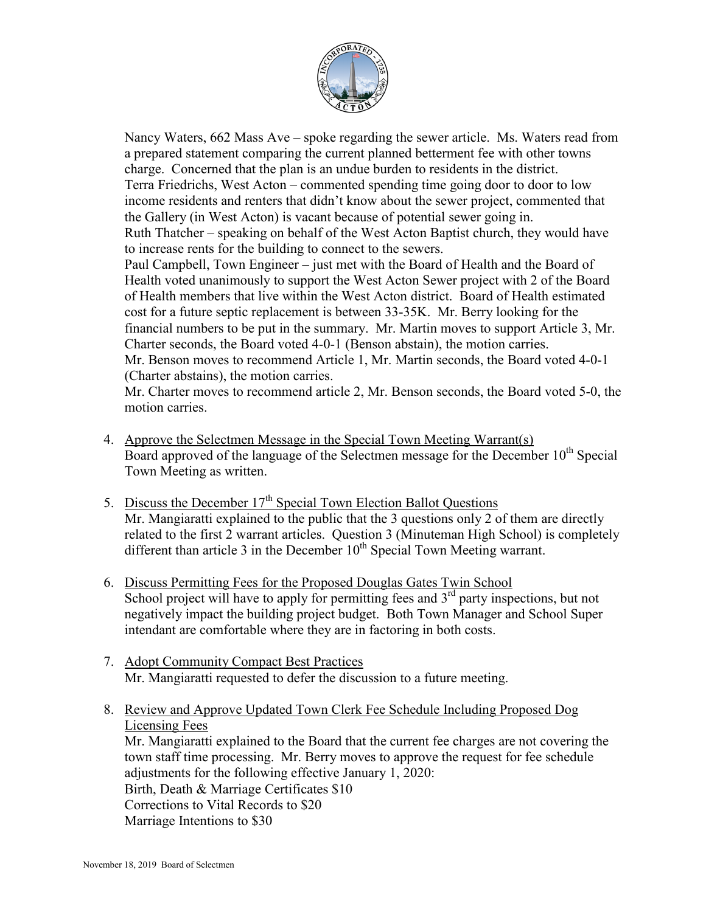Nancy Waters, 662 Mass Ave – spoke regarding the sewer article. Ms. Waters read from a prepared statement comparing the current planned betterment fee with other towns charge. Concerned that the plan is an undue burden to residents in the district.
Terra Friedrichs, West Acton – commented spending time going door to door to low income residents and renters that didn't know about the sewer project, commented that the Gallery (in West Acton) is vacant because of potential sewer going in.
Ruth Thatcher – speaking on behalf of the West Acton Baptist church, they would have to increase rents for the building to connect to the sewers.
Paul Campbell, Town Engineer – just met with the Board of Health and the Board of Health voted unanimously to support the West Acton Sewer project with 2 of the Board of Health members that live within the West Acton district. Board of Health estimated cost for a future septic replacement is between 33-35K. Mr. Berry looking for the financial numbers to be put in the summary. Mr. Martin moves to support Article 3, Mr. Charter seconds, the Board voted 4-0-1 (Benson abstain), the motion carries.
Mr. Benson moves to recommend Article 1, Mr. Martin seconds, the Board voted 4-0-1 (Charter abstains), the motion carries.
Mr. Charter moves to recommend article 2, Mr. Benson seconds, the Board voted 5-0, the motion carries.

4. Approve the Selectmen Message in the Special Town Meeting Warrant(s)
   Board approved of the language of the Selectmen message for the December 10th Special Town Meeting as written.

5. Discuss the December 17th Special Town Election Ballot Questions
   Mr. Mangiaratti explained to the public that the 3 questions only 2 of them are directly related to the first 2 warrant articles. Question 3 (Minuteman High School) is completely different than article 3 in the December 10th Special Town Meeting warrant.

6. Discuss Permitting Fees for the Proposed Douglas Gates Twin School
   School project will have to apply for permitting fees and 3rd party inspections, but not negatively impact the building project budget. Both Town Manager and School Super intendant are comfortable where they are in factoring in both costs.

7. Adopt Community Compact Best Practices
   Mr. Mangiaratti requested to defer the discussion to a future meeting.

8. Review and Approve Updated Town Clerk Fee Schedule Including Proposed Dog Licensing Fees
   Mr. Mangiaratti explained to the Board that the current fee charges are not covering the town staff time processing. Mr. Berry moves to approve the request for fee schedule adjustments for the following effective January 1, 2020:
   Birth, Death & Marriage Certificates $10
   Corrections to Vital Records to $20
   Marriage Intentions to $30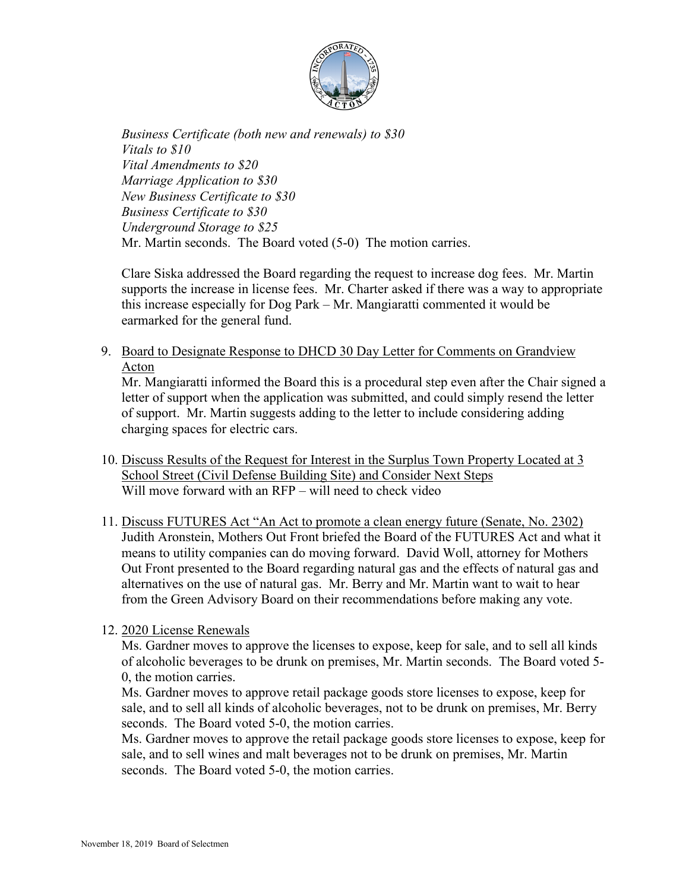*Business Certificate (both new and renewals) to $30*
*Vitals to $10*
*Vital Amendments to $20*
*Marriage Application to $30*
*New Business Certificate to $30*
*Business Certificate to $30*
*Underground Storage to $25*
Mr. Martin seconds. The Board voted (5-0) The motion carries.

Clare Siska addressed the Board regarding the request to increase dog fees. Mr. Martin supports the increase in license fees. Mr. Charter asked if there was a way to appropriate this increase especially for Dog Park – Mr. Mangiaratti commented it would be earmarked for the general fund.

9. Board to Designate Response to DHCD 30 Day Letter for Comments on Grandview Acton
   Mr. Mangiaratti informed the Board this is a procedural step even after the Chair signed a letter of support when the application was submitted, and could simply resend the letter of support. Mr. Martin suggests adding to the letter to include considering adding charging spaces for electric cars.

10. Discuss Results of the Request for Interest in the Surplus Town Property Located at 3 School Street (Civil Defense Building Site) and Consider Next Steps
    Will move forward with an RFP – will need to check video

11. Discuss FUTURES Act "An Act to promote a clean energy future (Senate, No. 2302)
    Judith Aronstein, Mothers Out Front briefed the Board of the FUTURES Act and what it means to utility companies can do moving forward. David Woll, attorney for Mothers Out Front presented to the Board regarding natural gas and the effects of natural gas and alternatives on the use of natural gas. Mr. Berry and Mr. Martin want to wait to hear from the Green Advisory Board on their recommendations before making any vote.

12. 2020 License Renewals
    Ms. Gardner moves to approve the licenses to expose, keep for sale, and to sell all kinds of alcoholic beverages to be drunk on premises, Mr. Martin seconds. The Board voted 5-0, the motion carries.
    Ms. Gardner moves to approve retail package goods store licenses to expose, keep for sale, and to sell all kinds of alcoholic beverages, not to be drunk on premises, Mr. Berry seconds. The Board voted 5-0, the motion carries.
    Ms. Gardner moves to approve the retail package goods store licenses to expose, keep for sale, and to sell wines and malt beverages not to be drunk on premises, Mr. Martin seconds. The Board voted 5-0, the motion carries.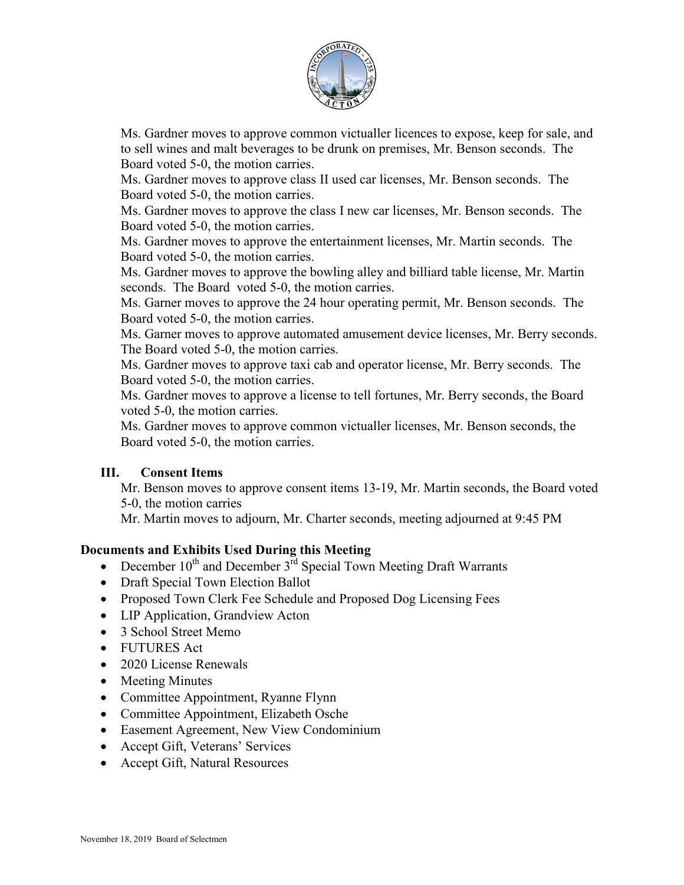Ms. Gardner moves to approve common victualler licences to expose, keep for sale, and to sell wines and malt beverages to be drunk on premises, Mr. Benson seconds. The Board voted 5-0, the motion carries.

Ms. Gardner moves to approve class II used car licenses, Mr. Benson seconds. The Board voted 5-0, the motion carries.

Ms. Gardner moves to approve the class I new car licenses, Mr. Benson seconds. The Board voted 5-0, the motion carries.

Ms. Gardner moves to approve the entertainment licenses, Mr. Martin seconds. The Board voted 5-0, the motion carries.

Ms. Gardner moves to approve the bowling alley and billiard table license, Mr. Martin seconds. The Board voted 5-0, the motion carries.

Ms. Garner moves to approve the 24 hour operating permit, Mr. Benson seconds. The Board voted 5-0, the motion carries.

Ms. Garner moves to approve automated amusement device licenses, Mr. Berry seconds. The Board voted 5-0, the motion carries.

Ms. Gardner moves to approve taxi cab and operator license, Mr. Berry seconds. The Board voted 5-0, the motion carries.

Ms. Gardner moves to approve a license to tell fortunes, Mr. Berry seconds, the Board voted 5-0, the motion carries.

Ms. Gardner moves to approve common victualler licenses, Mr. Benson seconds, the Board voted 5-0, the motion carries.

## III. Consent Items

Mr. Benson moves to approve consent items 13-19, Mr. Martin seconds, the Board voted 5-0, the motion carries

Mr. Martin moves to adjourn, Mr. Charter seconds, meeting adjourned at 9:45 PM

## Documents and Exhibits Used During this Meeting

- December 10th and December 3rd Special Town Meeting Draft Warrants
- Draft Special Town Election Ballot
- Proposed Town Clerk Fee Schedule and Proposed Dog Licensing Fees
- LIP Application, Grandview Acton
- 3 School Street Memo
- FUTURES Act
- 2020 License Renewals
- Meeting Minutes
- Committee Appointment, Ryanne Flynn
- Committee Appointment, Elizabeth Osche
- Easement Agreement, New View Condominium
- Accept Gift, Veterans' Services
- Accept Gift, Natural Resources